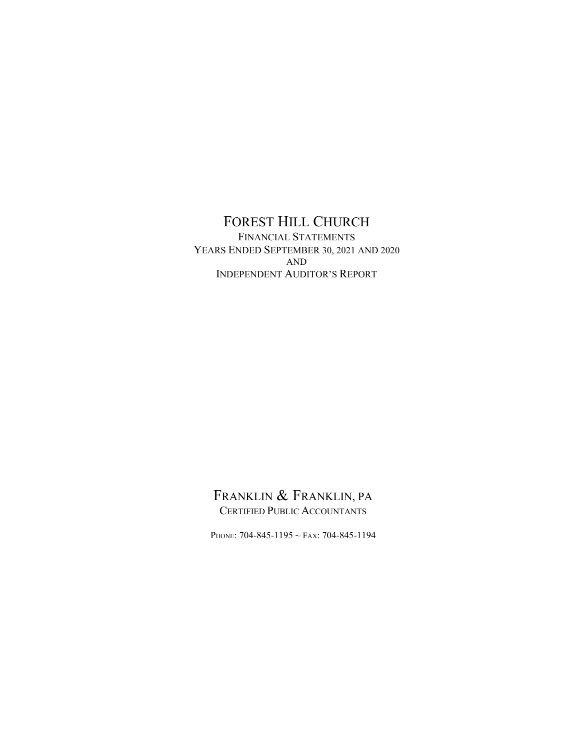# FOREST HILL CHURCH

FINANCIAL STATEMENTS
YEARS ENDED SEPTEMBER 30, 2021 AND 2020
AND
INDEPENDENT AUDITOR'S REPORT

## FRANKLIN & FRANKLIN, PA

CERTIFIED PUBLIC ACCOUNTANTS

PHONE: 704-845-1195 ~ FAX: 704-845-1194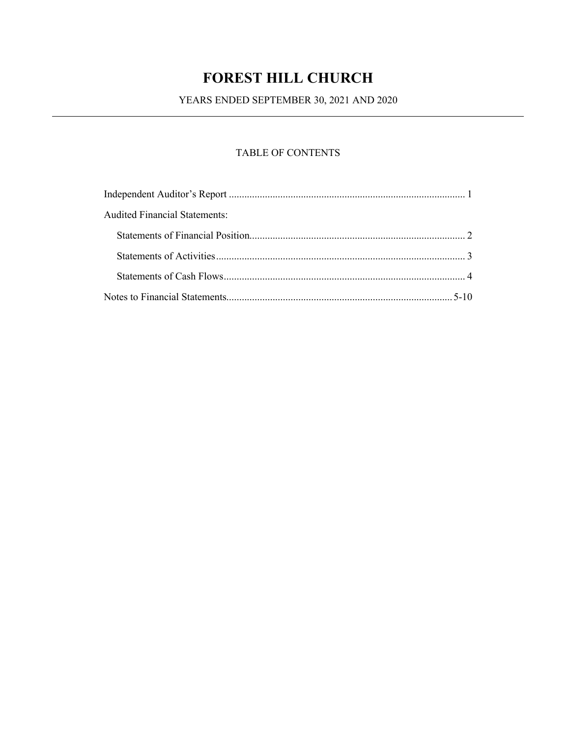# FOREST HILL CHURCH

YEARS ENDED SEPTEMBER 30, 2021 AND 2020

---

## TABLE OF CONTENTS

| | |
|---|---|
| Independent Auditor's Report | 1 |
| Audited Financial Statements: | |
| Statements of Financial Position | 2 |
| Statements of Activities | 3 |
| Statements of Cash Flows | 4 |
| Notes to Financial Statements | 5-10 |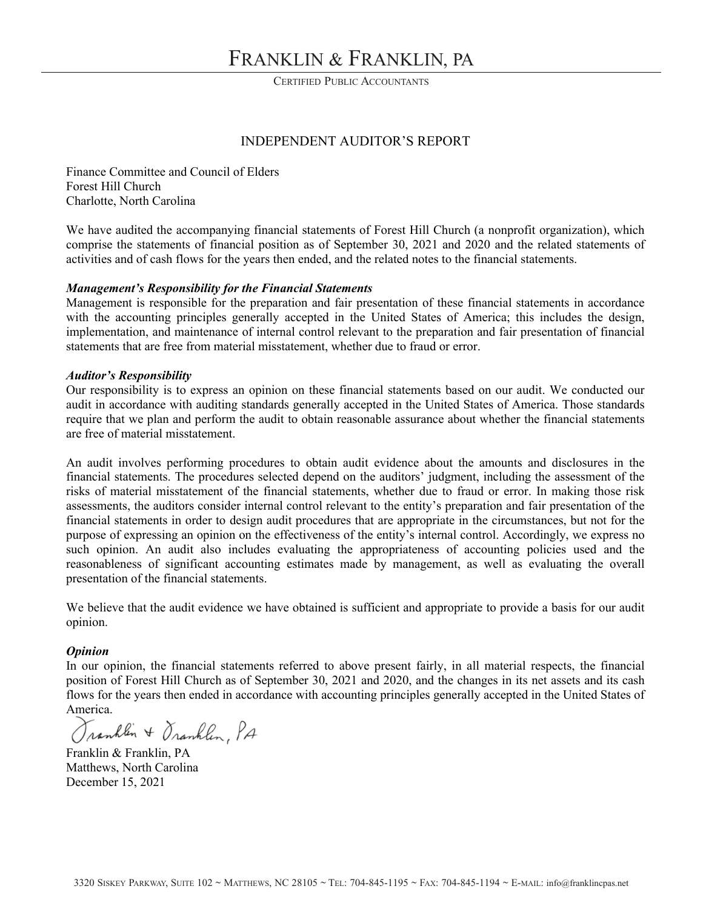# FRANKLIN & FRANKLIN, PA

CERTIFIED PUBLIC ACCOUNTANTS

## INDEPENDENT AUDITOR'S REPORT

Finance Committee and Council of Elders
Forest Hill Church
Charlotte, North Carolina

We have audited the accompanying financial statements of Forest Hill Church (a nonprofit organization), which comprise the statements of financial position as of September 30, 2021 and 2020 and the related statements of activities and of cash flows for the years then ended, and the related notes to the financial statements.

***Management's Responsibility for the Financial Statements***
Management is responsible for the preparation and fair presentation of these financial statements in accordance with the accounting principles generally accepted in the United States of America; this includes the design, implementation, and maintenance of internal control relevant to the preparation and fair presentation of financial statements that are free from material misstatement, whether due to fraud or error.

***Auditor's Responsibility***
Our responsibility is to express an opinion on these financial statements based on our audit. We conducted our audit in accordance with auditing standards generally accepted in the United States of America. Those standards require that we plan and perform the audit to obtain reasonable assurance about whether the financial statements are free of material misstatement.

An audit involves performing procedures to obtain audit evidence about the amounts and disclosures in the financial statements. The procedures selected depend on the auditors' judgment, including the assessment of the risks of material misstatement of the financial statements, whether due to fraud or error. In making those risk assessments, the auditors consider internal control relevant to the entity's preparation and fair presentation of the financial statements in order to design audit procedures that are appropriate in the circumstances, but not for the purpose of expressing an opinion on the effectiveness of the entity's internal control. Accordingly, we express no such opinion. An audit also includes evaluating the appropriateness of accounting policies used and the reasonableness of significant accounting estimates made by management, as well as evaluating the overall presentation of the financial statements.

We believe that the audit evidence we have obtained is sufficient and appropriate to provide a basis for our audit opinion.

***Opinion***
In our opinion, the financial statements referred to above present fairly, in all material respects, the financial position of Forest Hill Church as of September 30, 2021 and 2020, and the changes in its net assets and its cash flows for the years then ended in accordance with accounting principles generally accepted in the United States of America.

Franklin & Franklin, PA

Franklin & Franklin, PA
Matthews, North Carolina
December 15, 2021

3320 SISKEY PARKWAY, SUITE 102 ~ MATTHEWS, NC 28105 ~ TEL: 704-845-1195 ~ FAX: 704-845-1194 ~ E-MAIL: info@franklincpas.net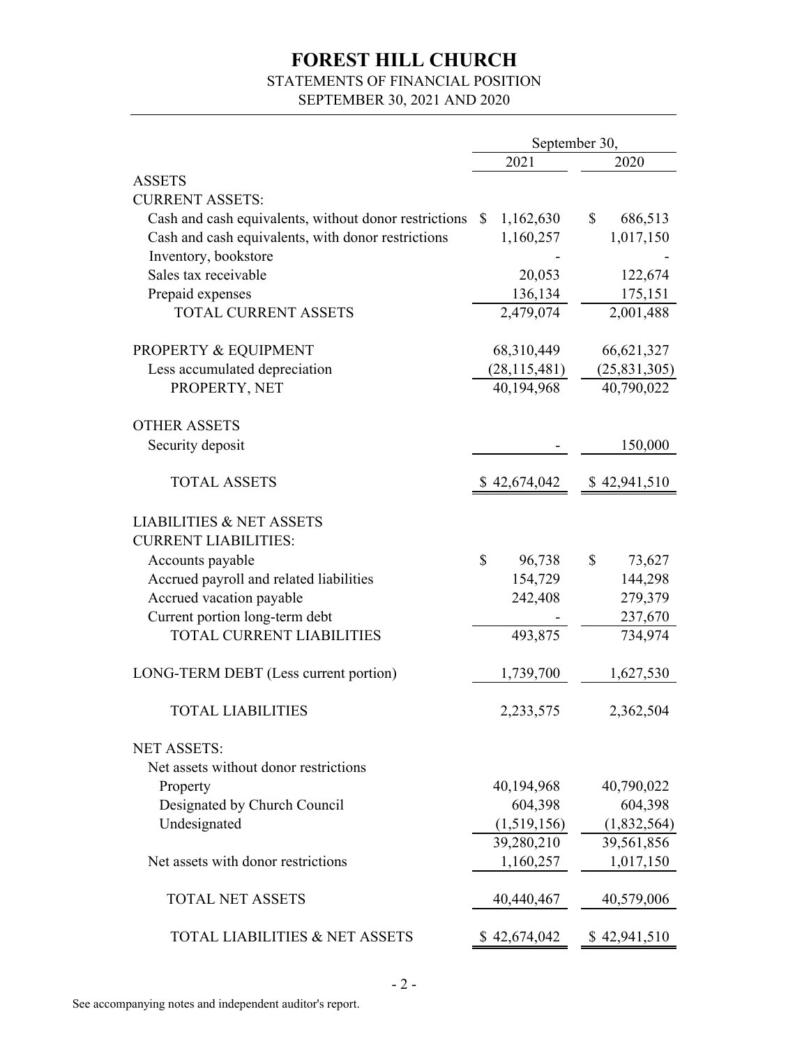# FOREST HILL CHURCH

STATEMENTS OF FINANCIAL POSITION

SEPTEMBER 30, 2021 AND 2020

| | September 30, | |
|---|---|---|
| | 2021 | 2020 |
| **ASSETS** | | |
| **CURRENT ASSETS:** | | |
| Cash and cash equivalents, without donor restrictions | $ 1,162,630 | $ 686,513 |
| Cash and cash equivalents, with donor restrictions | 1,160,257 | 1,017,150 |
| Inventory, bookstore | - | - |
| Sales tax receivable | 20,053 | 122,674 |
| Prepaid expenses | 136,134 | 175,151 |
| TOTAL CURRENT ASSETS | 2,479,074 | 2,001,488 |
| | | |
| PROPERTY & EQUIPMENT | 68,310,449 | 66,621,327 |
| Less accumulated depreciation | (28,115,481) | (25,831,305) |
| PROPERTY, NET | 40,194,968 | 40,790,022 |
| | | |
| OTHER ASSETS | | |
| Security deposit | - | 150,000 |
| | | |
| TOTAL ASSETS | $ 42,674,042 | $ 42,941,510 |
| | | |
| **LIABILITIES & NET ASSETS** | | |
| **CURRENT LIABILITIES:** | | |
| Accounts payable | $ 96,738 | $ 73,627 |
| Accrued payroll and related liabilities | 154,729 | 144,298 |
| Accrued vacation payable | 242,408 | 279,379 |
| Current portion long-term debt | - | 237,670 |
| TOTAL CURRENT LIABILITIES | 493,875 | 734,974 |
| | | |
| LONG-TERM DEBT (Less current portion) | 1,739,700 | 1,627,530 |
| | | |
| TOTAL LIABILITIES | 2,233,575 | 2,362,504 |
| | | |
| **NET ASSETS:** | | |
| Net assets without donor restrictions | | |
| Property | 40,194,968 | 40,790,022 |
| Designated by Church Council | 604,398 | 604,398 |
| Undesignated | (1,519,156) | (1,832,564) |
| | 39,280,210 | 39,561,856 |
| Net assets with donor restrictions | 1,160,257 | 1,017,150 |
| | | |
| TOTAL NET ASSETS | 40,440,467 | 40,579,006 |
| | | |
| TOTAL LIABILITIES & NET ASSETS | $ 42,674,042 | $ 42,941,510 |

See accompanying notes and independent auditor's report.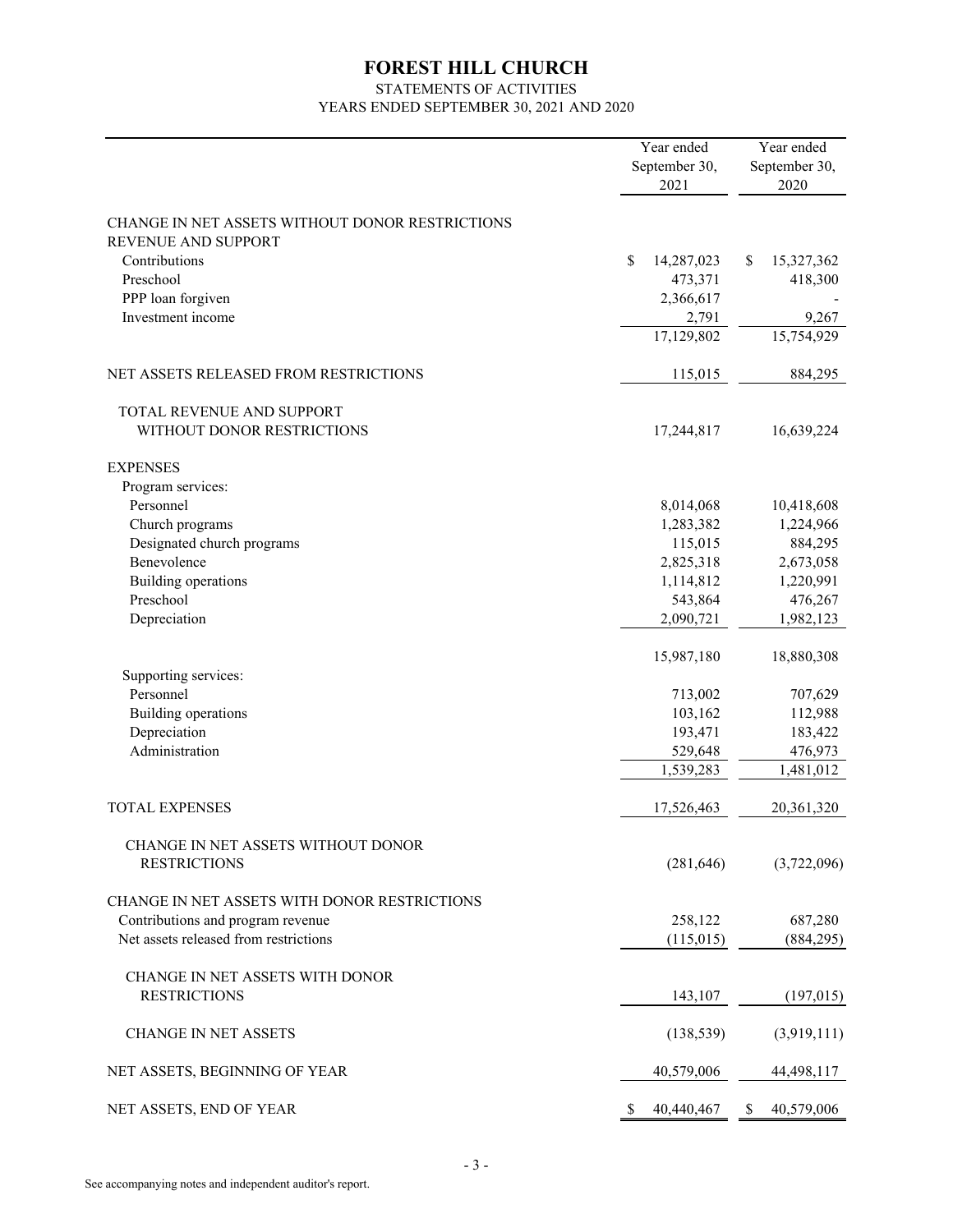# FOREST HILL CHURCH

STATEMENTS OF ACTIVITIES

YEARS ENDED SEPTEMBER 30, 2021 AND 2020

| | Year ended September 30, 2021 | Year ended September 30, 2020 |
|---|---|---|
| CHANGE IN NET ASSETS WITHOUT DONOR RESTRICTIONS | | |
| REVENUE AND SUPPORT | | |
| Contributions | $ 14,287,023 | $ 15,327,362 |
| Preschool | 473,371 | 418,300 |
| PPP loan forgiven | 2,366,617 | - |
| Investment income | 2,791 | 9,267 |
| | 17,129,802 | 15,754,929 |
| NET ASSETS RELEASED FROM RESTRICTIONS | 115,015 | 884,295 |
| TOTAL REVENUE AND SUPPORT WITHOUT DONOR RESTRICTIONS | 17,244,817 | 16,639,224 |
| EXPENSES | | |
| Program services: | | |
| Personnel | 8,014,068 | 10,418,608 |
| Church programs | 1,283,382 | 1,224,966 |
| Designated church programs | 115,015 | 884,295 |
| Benevolence | 2,825,318 | 2,673,058 |
| Building operations | 1,114,812 | 1,220,991 |
| Preschool | 543,864 | 476,267 |
| Depreciation | 2,090,721 | 1,982,123 |
| | 15,987,180 | 18,880,308 |
| Supporting services: | | |
| Personnel | 713,002 | 707,629 |
| Building operations | 103,162 | 112,988 |
| Depreciation | 193,471 | 183,422 |
| Administration | 529,648 | 476,973 |
| | 1,539,283 | 1,481,012 |
| TOTAL EXPENSES | 17,526,463 | 20,361,320 |
| CHANGE IN NET ASSETS WITHOUT DONOR RESTRICTIONS | (281,646) | (3,722,096) |
| CHANGE IN NET ASSETS WITH DONOR RESTRICTIONS | | |
| Contributions and program revenue | 258,122 | 687,280 |
| Net assets released from restrictions | (115,015) | (884,295) |
| CHANGE IN NET ASSETS WITH DONOR RESTRICTIONS | 143,107 | (197,015) |
| CHANGE IN NET ASSETS | (138,539) | (3,919,111) |
| NET ASSETS, BEGINNING OF YEAR | 40,579,006 | 44,498,117 |
| NET ASSETS, END OF YEAR | $ 40,440,467 | $ 40,579,006 |

See accompanying notes and independent auditor's report.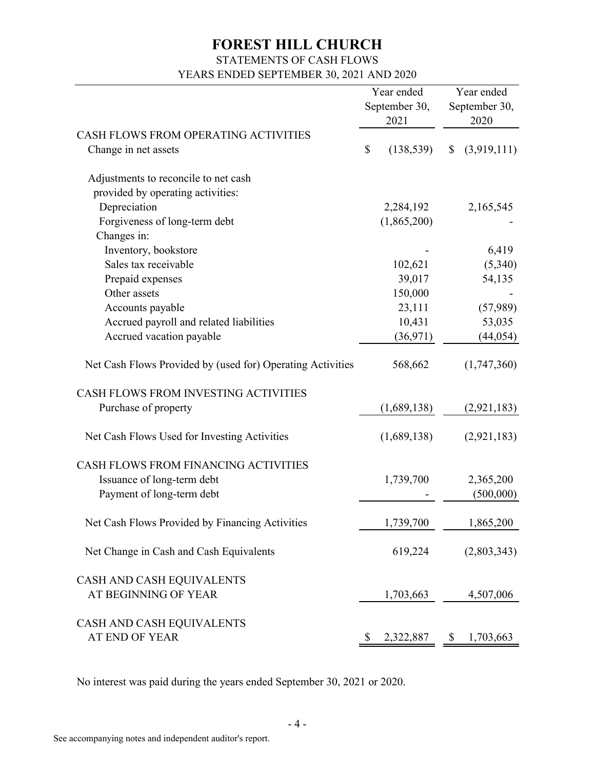# FOREST HILL CHURCH

## STATEMENTS OF CASH FLOWS

### YEARS ENDED SEPTEMBER 30, 2021 AND 2020

| | Year ended September 30, 2021 | Year ended September 30, 2020 |
|---|---|---|
| CASH FLOWS FROM OPERATING ACTIVITIES | | |
| Change in net assets | $ (138,539) | $ (3,919,111) |
| Adjustments to reconcile to net cash provided by operating activities: | | |
| Depreciation | 2,284,192 | 2,165,545 |
| Forgiveness of long-term debt | (1,865,200) | - |
| Changes in: | | |
| Inventory, bookstore | - | 6,419 |
| Sales tax receivable | 102,621 | (5,340) |
| Prepaid expenses | 39,017 | 54,135 |
| Other assets | 150,000 | - |
| Accounts payable | 23,111 | (57,989) |
| Accrued payroll and related liabilities | 10,431 | 53,035 |
| Accrued vacation payable | (36,971) | (44,054) |
| Net Cash Flows Provided by (used for) Operating Activities | 568,662 | (1,747,360) |
| CASH FLOWS FROM INVESTING ACTIVITIES | | |
| Purchase of property | (1,689,138) | (2,921,183) |
| Net Cash Flows Used for Investing Activities | (1,689,138) | (2,921,183) |
| CASH FLOWS FROM FINANCING ACTIVITIES | | |
| Issuance of long-term debt | 1,739,700 | 2,365,200 |
| Payment of long-term debt | - | (500,000) |
| Net Cash Flows Provided by Financing Activities | 1,739,700 | 1,865,200 |
| Net Change in Cash and Cash Equivalents | 619,224 | (2,803,343) |
| CASH AND CASH EQUIVALENTS AT BEGINNING OF YEAR | 1,703,663 | 4,507,006 |
| CASH AND CASH EQUIVALENTS AT END OF YEAR | $ 2,322,887 | $ 1,703,663 |

No interest was paid during the years ended September 30, 2021 or 2020.

See accompanying notes and independent auditor's report.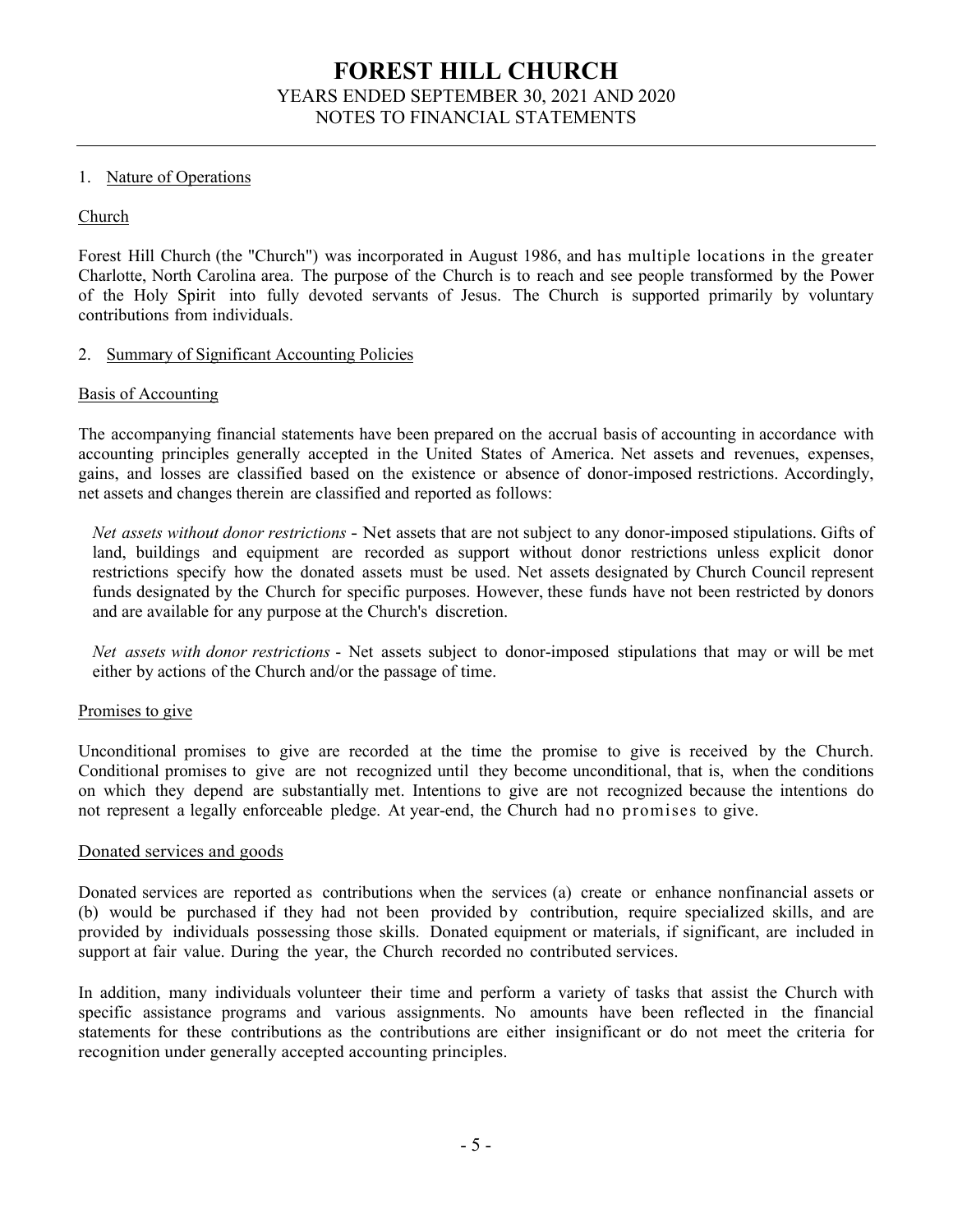# FOREST HILL CHURCH

YEARS ENDED SEPTEMBER 30, 2021 AND 2020

NOTES TO FINANCIAL STATEMENTS

## 1. Nature of Operations

### Church

Forest Hill Church (the "Church") was incorporated in August 1986, and has multiple locations in the greater Charlotte, North Carolina area. The purpose of the Church is to reach and see people transformed by the Power of the Holy Spirit into fully devoted servants of Jesus. The Church is supported primarily by voluntary contributions from individuals.

## 2. Summary of Significant Accounting Policies

### Basis of Accounting

The accompanying financial statements have been prepared on the accrual basis of accounting in accordance with accounting principles generally accepted in the United States of America. Net assets and revenues, expenses, gains, and losses are classified based on the existence or absence of donor-imposed restrictions. Accordingly, net assets and changes therein are classified and reported as follows:

*Net assets without donor restrictions* - Net assets that are not subject to any donor-imposed stipulations. Gifts of land, buildings and equipment are recorded as support without donor restrictions unless explicit donor restrictions specify how the donated assets must be used. Net assets designated by Church Council represent funds designated by the Church for specific purposes. However, these funds have not been restricted by donors and are available for any purpose at the Church's discretion.

*Net assets with donor restrictions* - Net assets subject to donor-imposed stipulations that may or will be met either by actions of the Church and/or the passage of time.

### Promises to give

Unconditional promises to give are recorded at the time the promise to give is received by the Church. Conditional promises to give are not recognized until they become unconditional, that is, when the conditions on which they depend are substantially met. Intentions to give are not recognized because the intentions do not represent a legally enforceable pledge. At year-end, the Church had no promises to give.

### Donated services and goods

Donated services are reported as contributions when the services (a) create or enhance nonfinancial assets or (b) would be purchased if they had not been provided by contribution, require specialized skills, and are provided by individuals possessing those skills. Donated equipment or materials, if significant, are included in support at fair value. During the year, the Church recorded no contributed services.

In addition, many individuals volunteer their time and perform a variety of tasks that assist the Church with specific assistance programs and various assignments. No amounts have been reflected in the financial statements for these contributions as the contributions are either insignificant or do not meet the criteria for recognition under generally accepted accounting principles.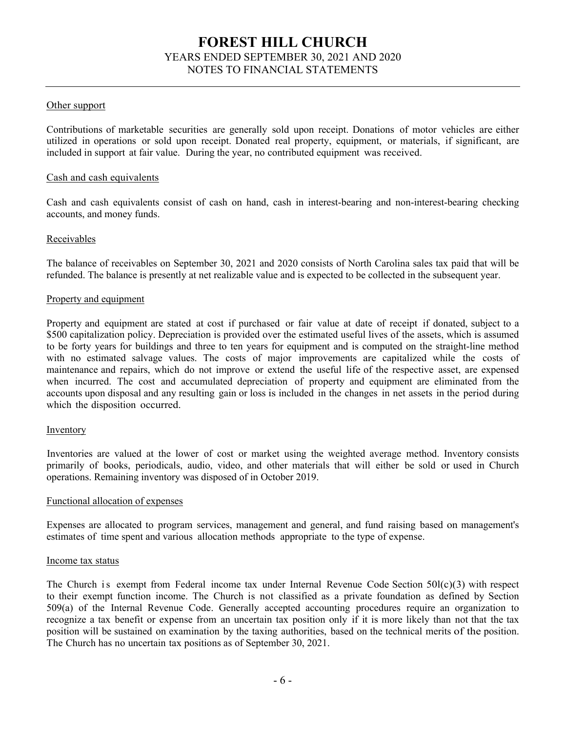### Other support

Contributions of marketable securities are generally sold upon receipt. Donations of motor vehicles are either utilized in operations or sold upon receipt. Donated real property, equipment, or materials, if significant, are included in support at fair value. During the year, no contributed equipment was received.

### Cash and cash equivalents

Cash and cash equivalents consist of cash on hand, cash in interest-bearing and non-interest-bearing checking accounts, and money funds.

### Receivables

The balance of receivables on September 30, 2021 and 2020 consists of North Carolina sales tax paid that will be refunded. The balance is presently at net realizable value and is expected to be collected in the subsequent year.

### Property and equipment

Property and equipment are stated at cost if purchased or fair value at date of receipt if donated, subject to a $500 capitalization policy. Depreciation is provided over the estimated useful lives of the assets, which is assumed to be forty years for buildings and three to ten years for equipment and is computed on the straight-line method with no estimated salvage values. The costs of major improvements are capitalized while the costs of maintenance and repairs, which do not improve or extend the useful life of the respective asset, are expensed when incurred. The cost and accumulated depreciation of property and equipment are eliminated from the accounts upon disposal and any resulting gain or loss is included in the changes in net assets in the period during which the disposition occurred.

### Inventory

Inventories are valued at the lower of cost or market using the weighted average method. Inventory consists primarily of books, periodicals, audio, video, and other materials that will either be sold or used in Church operations. Remaining inventory was disposed of in October 2019.

### Functional allocation of expenses

Expenses are allocated to program services, management and general, and fund raising based on management's estimates of time spent and various allocation methods appropriate to the type of expense.

### Income tax status

The Church is exempt from Federal income tax under Internal Revenue Code Section 501(c)(3) with respect to their exempt function income. The Church is not classified as a private foundation as defined by Section 509(a) of the Internal Revenue Code. Generally accepted accounting procedures require an organization to recognize a tax benefit or expense from an uncertain tax position only if it is more likely than not that the tax position will be sustained on examination by the taxing authorities, based on the technical merits of the position. The Church has no uncertain tax positions as of September 30, 2021.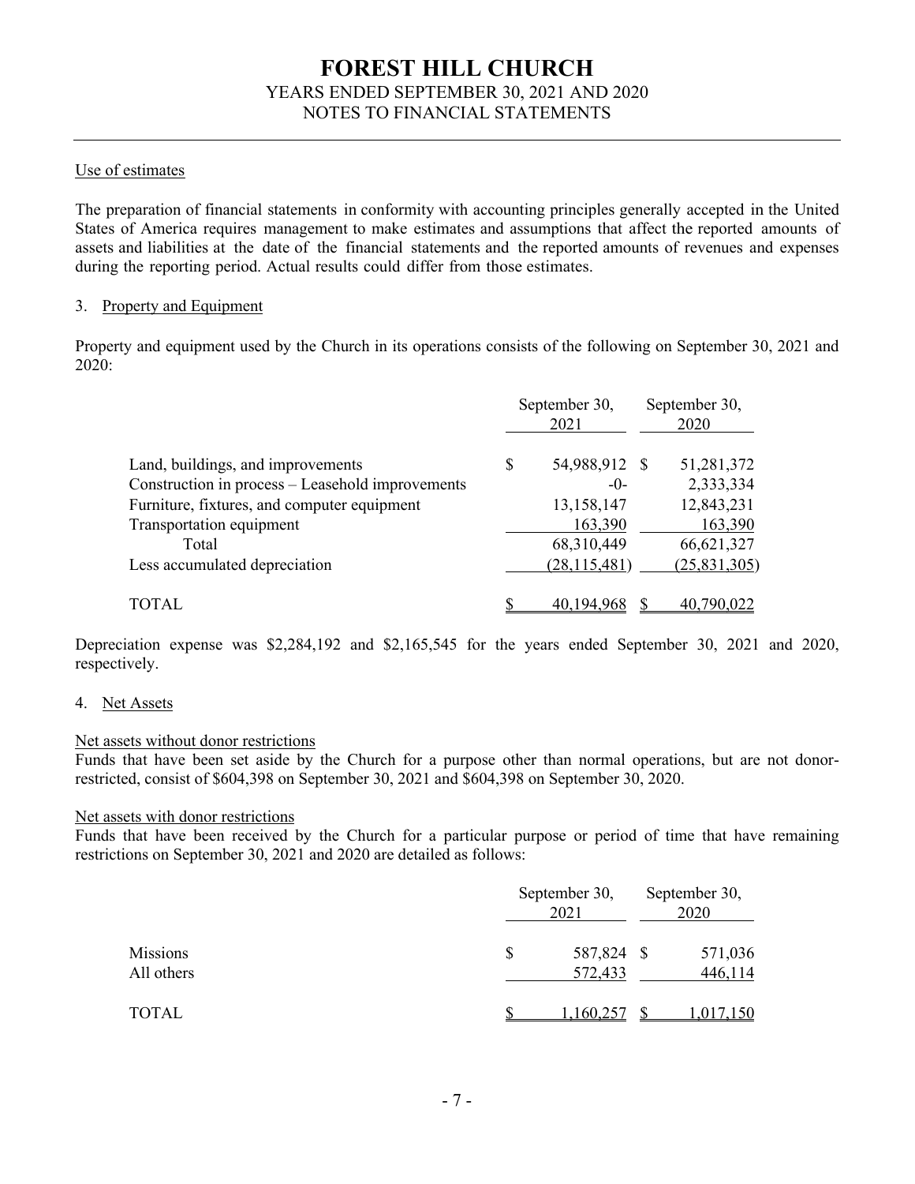Use of estimates

The preparation of financial statements in conformity with accounting principles generally accepted in the United States of America requires management to make estimates and assumptions that affect the reported amounts of assets and liabilities at the date of the financial statements and the reported amounts of revenues and expenses during the reporting period. Actual results could differ from those estimates.

3. Property and Equipment

Property and equipment used by the Church in its operations consists of the following on September 30, 2021 and 2020:

| | September 30, 2021 | September 30, 2020 |
|---|---|---|
| Land, buildings, and improvements | $ 54,988,912 | $ 51,281,372 |
| Construction in process – Leasehold improvements | -0- | 2,333,334 |
| Furniture, fixtures, and computer equipment | 13,158,147 | 12,843,231 |
| Transportation equipment | 163,390 | 163,390 |
| Total | 68,310,449 | 66,621,327 |
| Less accumulated depreciation | (28,115,481) | (25,831,305) |
| TOTAL | $ 40,194,968 | $ 40,790,022 |

Depreciation expense was $2,284,192 and $2,165,545 for the years ended September 30, 2021 and 2020, respectively.

4. Net Assets

Net assets without donor restrictions

Funds that have been set aside by the Church for a purpose other than normal operations, but are not donor-restricted, consist of $604,398 on September 30, 2021 and $604,398 on September 30, 2020.

Net assets with donor restrictions

Funds that have been received by the Church for a particular purpose or period of time that have remaining restrictions on September 30, 2021 and 2020 are detailed as follows:

| | September 30, 2021 | September 30, 2020 |
|---|---|---|
| Missions | $ 587,824 | $ 571,036 |
| All others | 572,433 | 446,114 |
| TOTAL | $ 1,160,257 | $ 1,017,150 |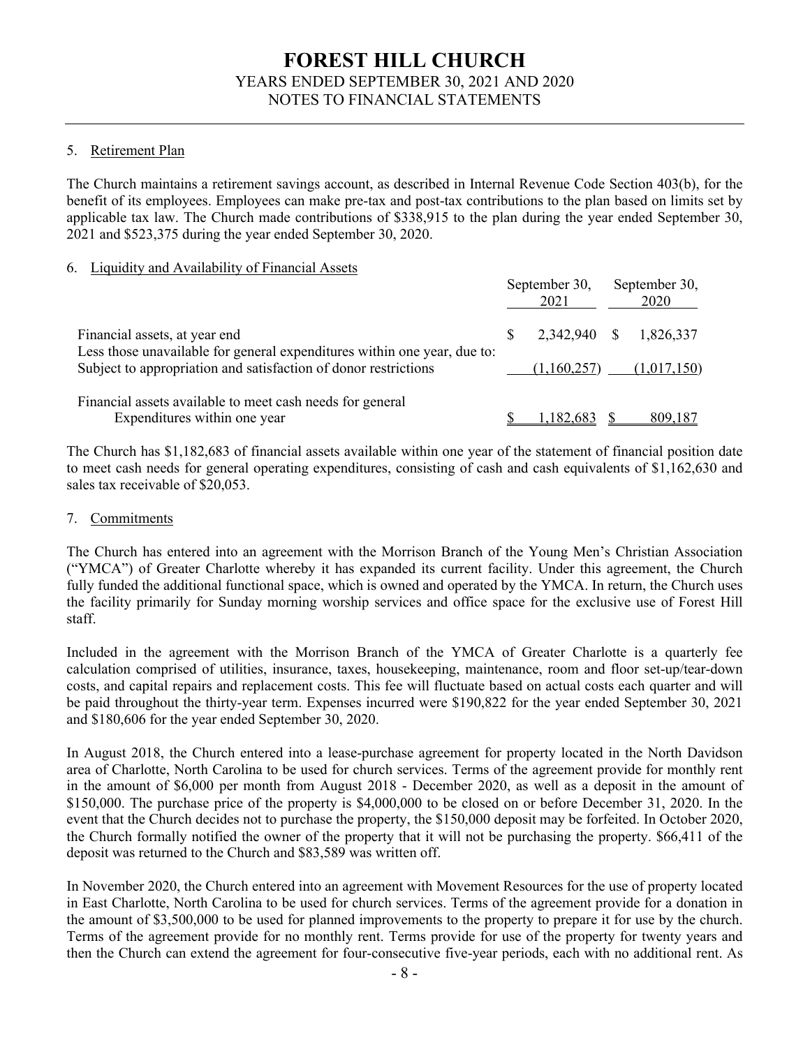# FOREST HILL CHURCH
YEARS ENDED SEPTEMBER 30, 2021 AND 2020
NOTES TO FINANCIAL STATEMENTS

## 5. Retirement Plan

The Church maintains a retirement savings account, as described in Internal Revenue Code Section 403(b), for the benefit of its employees. Employees can make pre-tax and post-tax contributions to the plan based on limits set by applicable tax law. The Church made contributions of $338,915 to the plan during the year ended September 30, 2021 and $523,375 during the year ended September 30, 2020.

## 6. Liquidity and Availability of Financial Assets

| | September 30, 2021 | September 30, 2020 |
|---|---|---|
| Financial assets, at year end | $ 2,342,940 | $ 1,826,337 |
| Less those unavailable for general expenditures within one year, due to: | | |
| Subject to appropriation and satisfaction of donor restrictions | (1,160,257) | (1,017,150) |
| Financial assets available to meet cash needs for general Expenditures within one year | $ 1,182,683 | $ 809,187 |

The Church has $1,182,683 of financial assets available within one year of the statement of financial position date to meet cash needs for general operating expenditures, consisting of cash and cash equivalents of $1,162,630 and sales tax receivable of $20,053.

## 7. Commitments

The Church has entered into an agreement with the Morrison Branch of the Young Men's Christian Association ("YMCA") of Greater Charlotte whereby it has expanded its current facility. Under this agreement, the Church fully funded the additional functional space, which is owned and operated by the YMCA. In return, the Church uses the facility primarily for Sunday morning worship services and office space for the exclusive use of Forest Hill staff.

Included in the agreement with the Morrison Branch of the YMCA of Greater Charlotte is a quarterly fee calculation comprised of utilities, insurance, taxes, housekeeping, maintenance, room and floor set-up/tear-down costs, and capital repairs and replacement costs. This fee will fluctuate based on actual costs each quarter and will be paid throughout the thirty-year term. Expenses incurred were $190,822 for the year ended September 30, 2021 and $180,606 for the year ended September 30, 2020.

In August 2018, the Church entered into a lease-purchase agreement for property located in the North Davidson area of Charlotte, North Carolina to be used for church services. Terms of the agreement provide for monthly rent in the amount of $6,000 per month from August 2018 - December 2020, as well as a deposit in the amount of $150,000. The purchase price of the property is $4,000,000 to be closed on or before December 31, 2020. In the event that the Church decides not to purchase the property, the $150,000 deposit may be forfeited. In October 2020, the Church formally notified the owner of the property that it will not be purchasing the property. $66,411 of the deposit was returned to the Church and $83,589 was written off.

In November 2020, the Church entered into an agreement with Movement Resources for the use of property located in East Charlotte, North Carolina to be used for church services. Terms of the agreement provide for a donation in the amount of $3,500,000 to be used for planned improvements to the property to prepare it for use by the church. Terms of the agreement provide for no monthly rent. Terms provide for use of the property for twenty years and then the Church can extend the agreement for four-consecutive five-year periods, each with no additional rent. As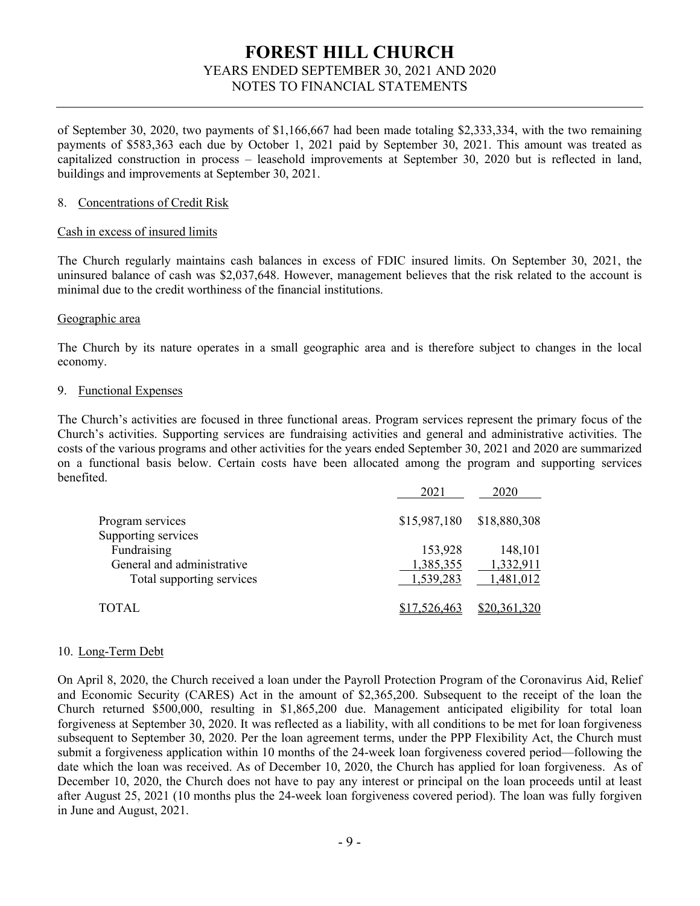of September 30, 2020, two payments of $1,166,667 had been made totaling $2,333,334, with the two remaining payments of $583,363 each due by October 1, 2021 paid by September 30, 2021. This amount was treated as capitalized construction in process – leasehold improvements at September 30, 2020 but is reflected in land, buildings and improvements at September 30, 2021.

8. Concentrations of Credit Risk

Cash in excess of insured limits

The Church regularly maintains cash balances in excess of FDIC insured limits. On September 30, 2021, the uninsured balance of cash was $2,037,648. However, management believes that the risk related to the account is minimal due to the credit worthiness of the financial institutions.

Geographic area

The Church by its nature operates in a small geographic area and is therefore subject to changes in the local economy.

9. Functional Expenses

The Church's activities are focused in three functional areas. Program services represent the primary focus of the Church's activities. Supporting services are fundraising activities and general and administrative activities. The costs of the various programs and other activities for the years ended September 30, 2021 and 2020 are summarized on a functional basis below. Certain costs have been allocated among the program and supporting services benefited.

| | 2021 | 2020 |
|---|---|---|
| Program services | $15,987,180 | $18,880,308 |
| Supporting services | | |
| Fundraising | 153,928 | 148,101 |
| General and administrative | 1,385,355 | 1,332,911 |
| Total supporting services | 1,539,283 | 1,481,012 |
| TOTAL | $17,526,463 | $20,361,320 |

10. Long-Term Debt

On April 8, 2020, the Church received a loan under the Payroll Protection Program of the Coronavirus Aid, Relief and Economic Security (CARES) Act in the amount of $2,365,200. Subsequent to the receipt of the loan the Church returned $500,000, resulting in $1,865,200 due. Management anticipated eligibility for total loan forgiveness at September 30, 2020. It was reflected as a liability, with all conditions to be met for loan forgiveness subsequent to September 30, 2020. Per the loan agreement terms, under the PPP Flexibility Act, the Church must submit a forgiveness application within 10 months of the 24-week loan forgiveness covered period—following the date which the loan was received. As of December 10, 2020, the Church has applied for loan forgiveness. As of December 10, 2020, the Church does not have to pay any interest or principal on the loan proceeds until at least after August 25, 2021 (10 months plus the 24-week loan forgiveness covered period). The loan was fully forgiven in June and August, 2021.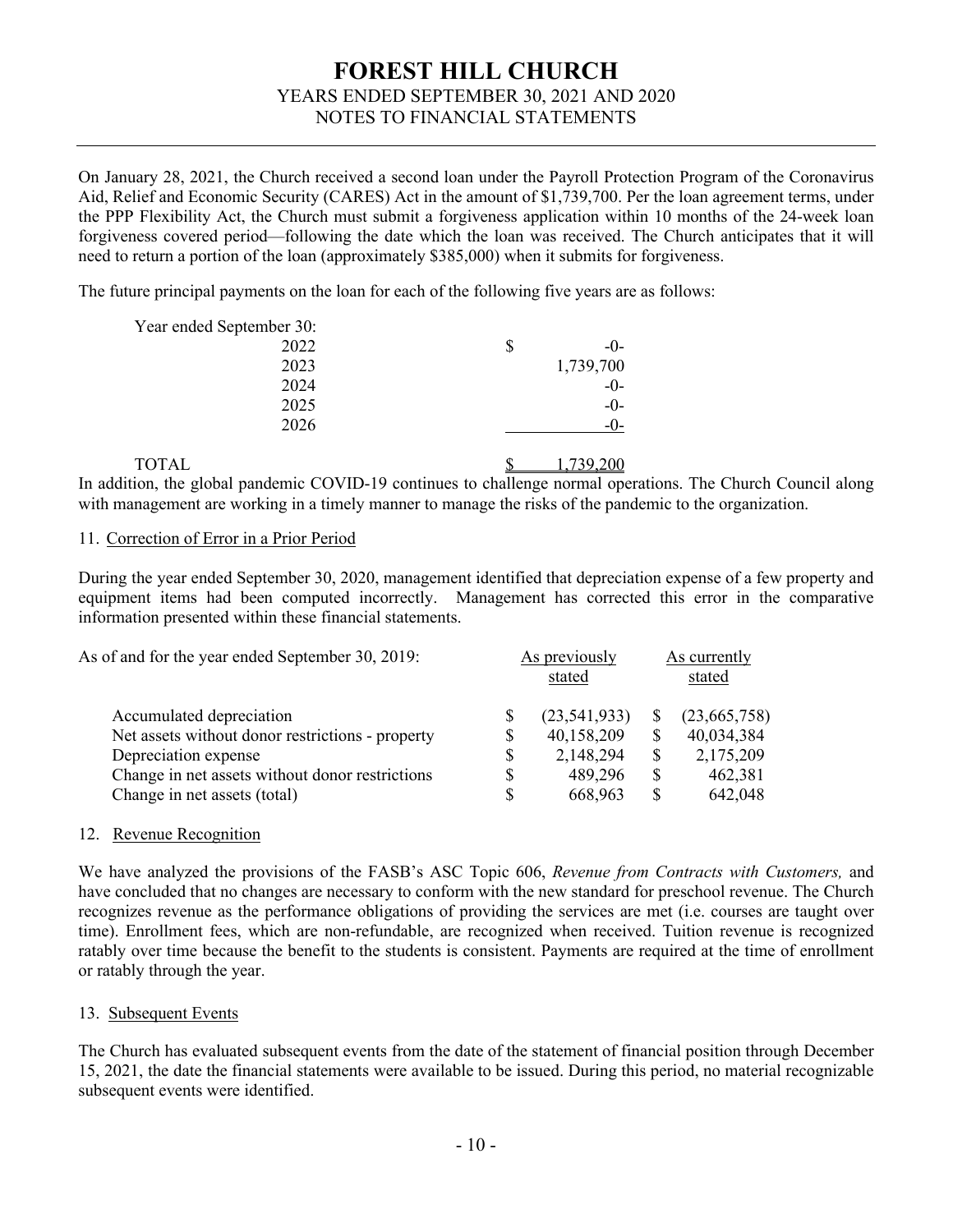On January 28, 2021, the Church received a second loan under the Payroll Protection Program of the Coronavirus Aid, Relief and Economic Security (CARES) Act in the amount of $1,739,700. Per the loan agreement terms, under the PPP Flexibility Act, the Church must submit a forgiveness application within 10 months of the 24-week loan forgiveness covered period—following the date which the loan was received. The Church anticipates that it will need to return a portion of the loan (approximately $385,000) when it submits for forgiveness.

The future principal payments on the loan for each of the following five years are as follows:

| | |
|---|---|
| Year ended September 30: | |
| 2022 | $ -0- |
| 2023 | 1,739,700 |
| 2024 | -0- |
| 2025 | -0- |
| 2026 | -0- |
| TOTAL | $ 1,739,200 |

In addition, the global pandemic COVID-19 continues to challenge normal operations. The Church Council along with management are working in a timely manner to manage the risks of the pandemic to the organization.

## 11. Correction of Error in a Prior Period

During the year ended September 30, 2020, management identified that depreciation expense of a few property and equipment items had been computed incorrectly. Management has corrected this error in the comparative information presented within these financial statements.

| As of and for the year ended September 30, 2019: | As previously stated | As currently stated |
|---|---|---|
| Accumulated depreciation | $ (23,541,933) | $ (23,665,758) |
| Net assets without donor restrictions - property | $ 40,158,209 | $ 40,034,384 |
| Depreciation expense | $ 2,148,294 | $ 2,175,209 |
| Change in net assets without donor restrictions | $ 489,296 | $ 462,381 |
| Change in net assets (total) | $ 668,963 | $ 642,048 |

## 12. Revenue Recognition

We have analyzed the provisions of the FASB's ASC Topic 606, *Revenue from Contracts with Customers,* and have concluded that no changes are necessary to conform with the new standard for preschool revenue. The Church recognizes revenue as the performance obligations of providing the services are met (i.e. courses are taught over time). Enrollment fees, which are non-refundable, are recognized when received. Tuition revenue is recognized ratably over time because the benefit to the students is consistent. Payments are required at the time of enrollment or ratably through the year.

## 13. Subsequent Events

The Church has evaluated subsequent events from the date of the statement of financial position through December 15, 2021, the date the financial statements were available to be issued. During this period, no material recognizable subsequent events were identified.